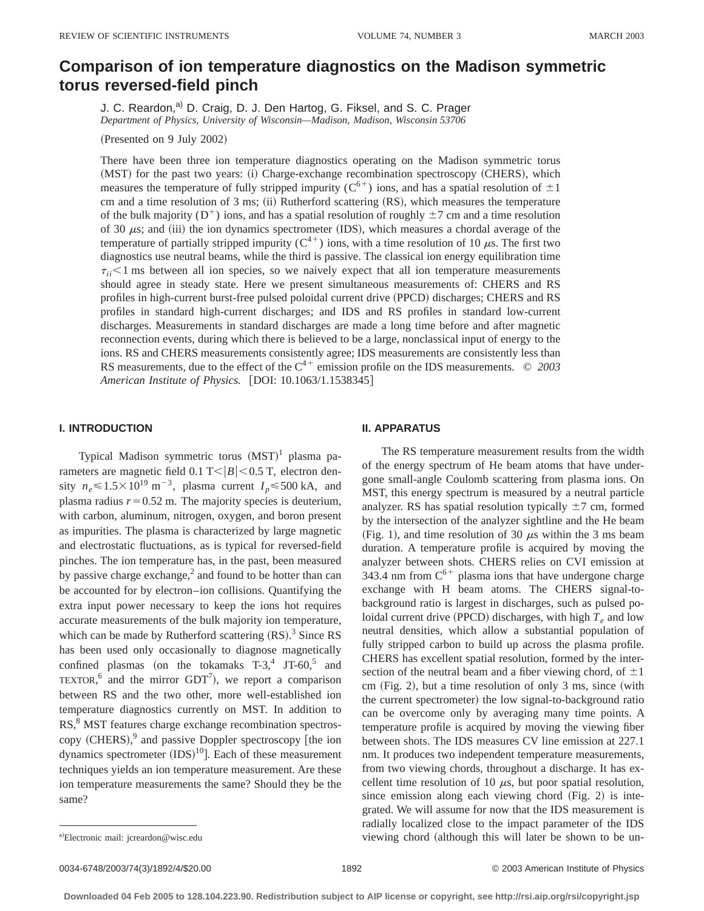# Comparison of ion temperature diagnostics on the Madison symmetric torus reversed-field pinch

J. C. Reardon,[a] D. Craig, D. J. Den Hartog, G. Fiksel, and S. C. Prager

*Department of Physics, University of Wisconsin—Madison, Madison, Wisconsin 53706*

(Presented on 9 July 2002)

There have been three ion temperature diagnostics operating on the Madison symmetric torus (MST) for the past two years: (i) Charge-exchange recombination spectroscopy (CHERS), which measures the temperature of fully stripped impurity ($C^{6+}$) ions, and has a spatial resolution of $\pm 1$ cm and a time resolution of 3 ms; (ii) Rutherford scattering (RS), which measures the temperature of the bulk majority ($D^+$) ions, and has a spatial resolution of roughly $\pm 7$ cm and a time resolution of 30 $\mu$s; and (iii) the ion dynamics spectrometer (IDS), which measures a chordal average of the temperature of partially stripped impurity ($C^{4+}$) ions, with a time resolution of 10 $\mu$s. The first two diagnostics use neutral beams, while the third is passive. The classical ion energy equilibration time $\tau_{ii} < 1$ ms between all ion species, so we naively expect that all ion temperature measurements should agree in steady state. Here we present simultaneous measurements of: CHERS and RS profiles in high-current burst-free pulsed poloidal current drive (PPCD) discharges; CHERS and RS profiles in standard high-current discharges; and IDS and RS profiles in standard low-current discharges. Measurements in standard discharges are made a long time before and after magnetic reconnection events, during which there is believed to be a large, nonclassical input of energy to the ions. RS and CHERS measurements consistently agree; IDS measurements are consistently less than RS measurements, due to the effect of the $C^{4+}$ emission profile on the IDS measurements. © *2003 American Institute of Physics.* [DOI: 10.1063/1.1538345]

## I. INTRODUCTION

Typical Madison symmetric torus (MST)[1] plasma parameters are magnetic field $0.1 \text{ T} < |B| < 0.5$ T, electron density $n_e \leq 1.5 \times 10^{19}$ m$^{-3}$, plasma current $I_p \leq 500$ kA, and plasma radius $r = 0.52$ m. The majority species is deuterium, with carbon, aluminum, nitrogen, oxygen, and boron present as impurities. The plasma is characterized by large magnetic and electrostatic fluctuations, as is typical for reversed-field pinches. The ion temperature has, in the past, been measured by passive charge exchange,[2] and found to be hotter than can be accounted for by electron–ion collisions. Quantifying the extra input power necessary to keep the ions hot requires accurate measurements of the bulk majority ion temperature, which can be made by Rutherford scattering (RS).[3] Since RS has been used only occasionally to diagnose magnetically confined plasmas (on the tokamaks T-3,[4] JT-60,[5] and TEXTOR,[6] and the mirror GDT[7]), we report a comparison between RS and the two other, more well-established ion temperature diagnostics currently on MST. In addition to RS,[8] MST features charge exchange recombination spectroscopy (CHERS),[9] and passive Doppler spectroscopy [the ion dynamics spectrometer (IDS)[10]]. Each of these measurement techniques yields an ion temperature measurement. Are these ion temperature measurements the same? Should they be the same?

## II. APPARATUS

The RS temperature measurement results from the width of the energy spectrum of He beam atoms that have undergone small-angle Coulomb scattering from plasma ions. On MST, this energy spectrum is measured by a neutral particle analyzer. RS has spatial resolution typically $\pm 7$ cm, formed by the intersection of the analyzer sightline and the He beam (Fig. 1), and time resolution of 30 $\mu$s within the 3 ms beam duration. A temperature profile is acquired by moving the analyzer between shots. CHERS relies on CVI emission at 343.4 nm from $C^{6+}$ plasma ions that have undergone charge exchange with H beam atoms. The CHERS signal-to-background ratio is largest in discharges, such as pulsed poloidal current drive (PPCD) discharges, with high $T_e$ and low neutral densities, which allow a substantial population of fully stripped carbon to build up across the plasma profile. CHERS has excellent spatial resolution, formed by the intersection of the neutral beam and a fiber viewing chord, of $\pm 1$ cm (Fig. 2), but a time resolution of only 3 ms, since (with the current spectrometer) the low signal-to-background ratio can be overcome only by averaging many time points. A temperature profile is acquired by moving the viewing fiber between shots. The IDS measures CV line emission at 227.1 nm. It produces two independent temperature measurements, from two viewing chords, throughout a discharge. It has excellent time resolution of 10 $\mu$s, but poor spatial resolution, since emission along each viewing chord (Fig. 2) is integrated. We will assume for now that the IDS measurement is radially localized close to the impact parameter of the IDS viewing chord (although this will later be shown to be un-

[a]Electronic mail: jcreardon@wisc.edu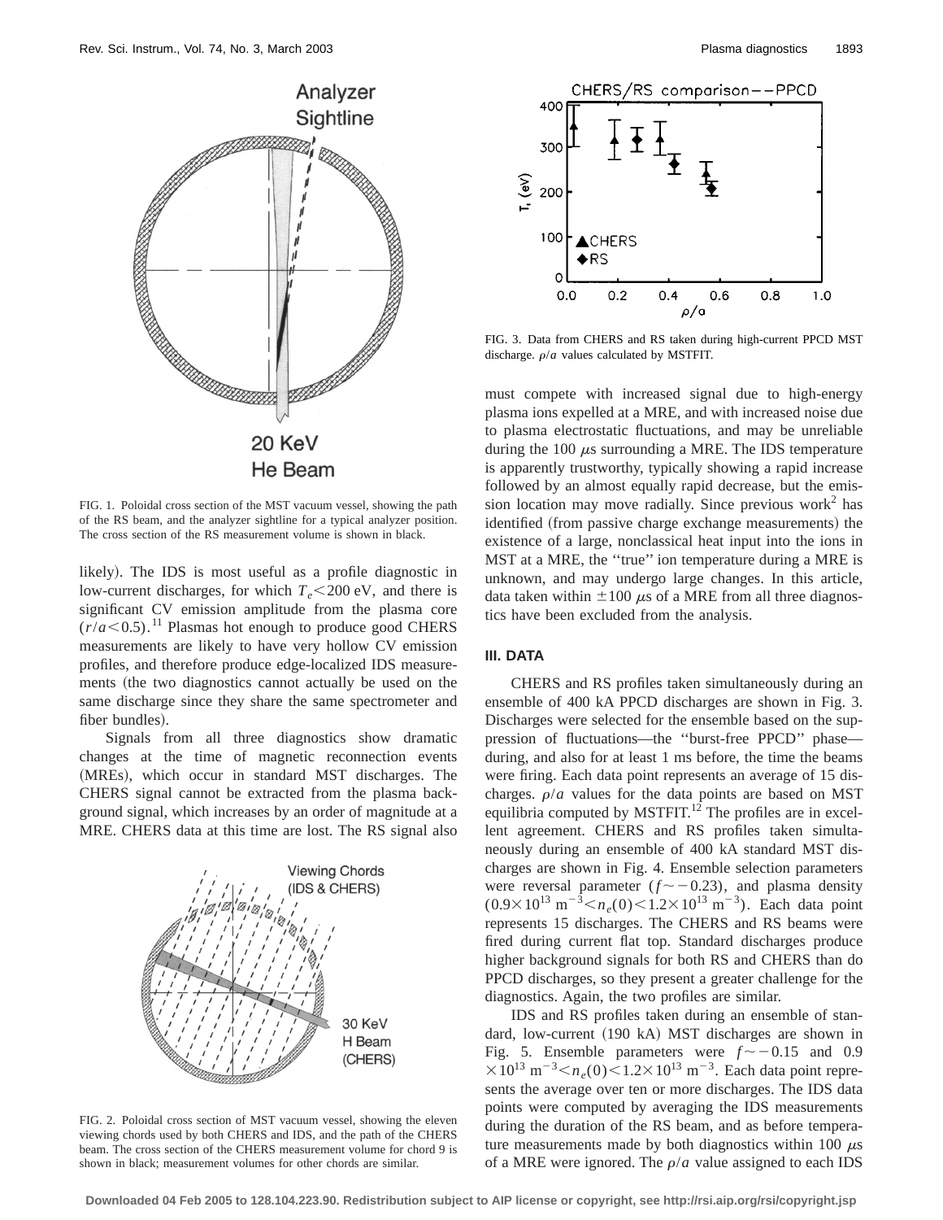FIG. 1. Poloidal cross section of the MST vacuum vessel, showing the path of the RS beam, and the analyzer sightline for a typical analyzer position. The cross section of the RS measurement volume is shown in black.

likely). The IDS is most useful as a profile diagnostic in low-current discharges, for which $T_e < 200$ eV, and there is significant CV emission amplitude from the plasma core $(r/a < 0.5)$.[11] Plasmas hot enough to produce good CHERS measurements are likely to have very hollow CV emission profiles, and therefore produce edge-localized IDS measurements (the two diagnostics cannot actually be used on the same discharge since they share the same spectrometer and fiber bundles).

Signals from all three diagnostics show dramatic changes at the time of magnetic reconnection events (MREs), which occur in standard MST discharges. The CHERS signal cannot be extracted from the plasma background signal, which increases by an order of magnitude at a MRE. CHERS data at this time are lost. The RS signal also must compete with increased signal due to high-energy plasma ions expelled at a MRE, and with increased noise due to plasma electrostatic fluctuations, and may be unreliable during the 100 $\mu$s surrounding a MRE. The IDS temperature is apparently trustworthy, typically showing a rapid increase followed by an almost equally rapid decrease, but the emission location may move radially. Since previous work[2] has identified (from passive charge exchange measurements) the existence of a large, nonclassical heat input into the ions in MST at a MRE, the "true" ion temperature during a MRE is unknown, and may undergo large changes. In this article, data taken within $\pm 100$ $\mu$s of a MRE from all three diagnostics have been excluded from the analysis.

FIG. 2. Poloidal cross section of MST vacuum vessel, showing the eleven viewing chords used by both CHERS and IDS, and the path of the CHERS beam. The cross section of the CHERS measurement volume for chord 9 is shown in black; measurement volumes for other chords are similar.

FIG. 3. Data from CHERS and RS taken during high-current PPCD MST discharge. $\rho/a$ values calculated by MSTFIT.

## III. DATA

CHERS and RS profiles taken simultaneously during an ensemble of 400 kA PPCD discharges are shown in Fig. 3. Discharges were selected for the ensemble based on the suppression of fluctuations—the "burst-free PPCD" phase—during, and also for at least 1 ms before, the time the beams were firing. Each data point represents an average of 15 discharges. $\rho/a$ values for the data points are based on MST equilibria computed by MSTFIT.[12] The profiles are in excellent agreement. CHERS and RS profiles taken simultaneously during an ensemble of 400 kA standard MST discharges are shown in Fig. 4. Ensemble selection parameters were reversal parameter $(f \sim -0.23)$, and plasma density $(0.9 \times 10^{13}\ \mathrm{m}^{-3} < n_e(0) < 1.2 \times 10^{13}\ \mathrm{m}^{-3})$. Each data point represents 15 discharges. The CHERS and RS beams were fired during current flat top. Standard discharges produce higher background signals for both RS and CHERS than do PPCD discharges, so they present a greater challenge for the diagnostics. Again, the two profiles are similar.

IDS and RS profiles taken during an ensemble of standard, low-current (190 kA) MST discharges are shown in Fig. 5. Ensemble parameters were $f \sim -0.15$ and $0.9 \times 10^{13}\ \mathrm{m}^{-3} < n_e(0) < 1.2 \times 10^{13}\ \mathrm{m}^{-3}$. Each data point represents the average over ten or more discharges. The IDS data points were computed by averaging the IDS measurements during the duration of the RS beam, and as before temperature measurements made by both diagnostics within 100 $\mu$s of a MRE were ignored. The $\rho/a$ value assigned to each IDS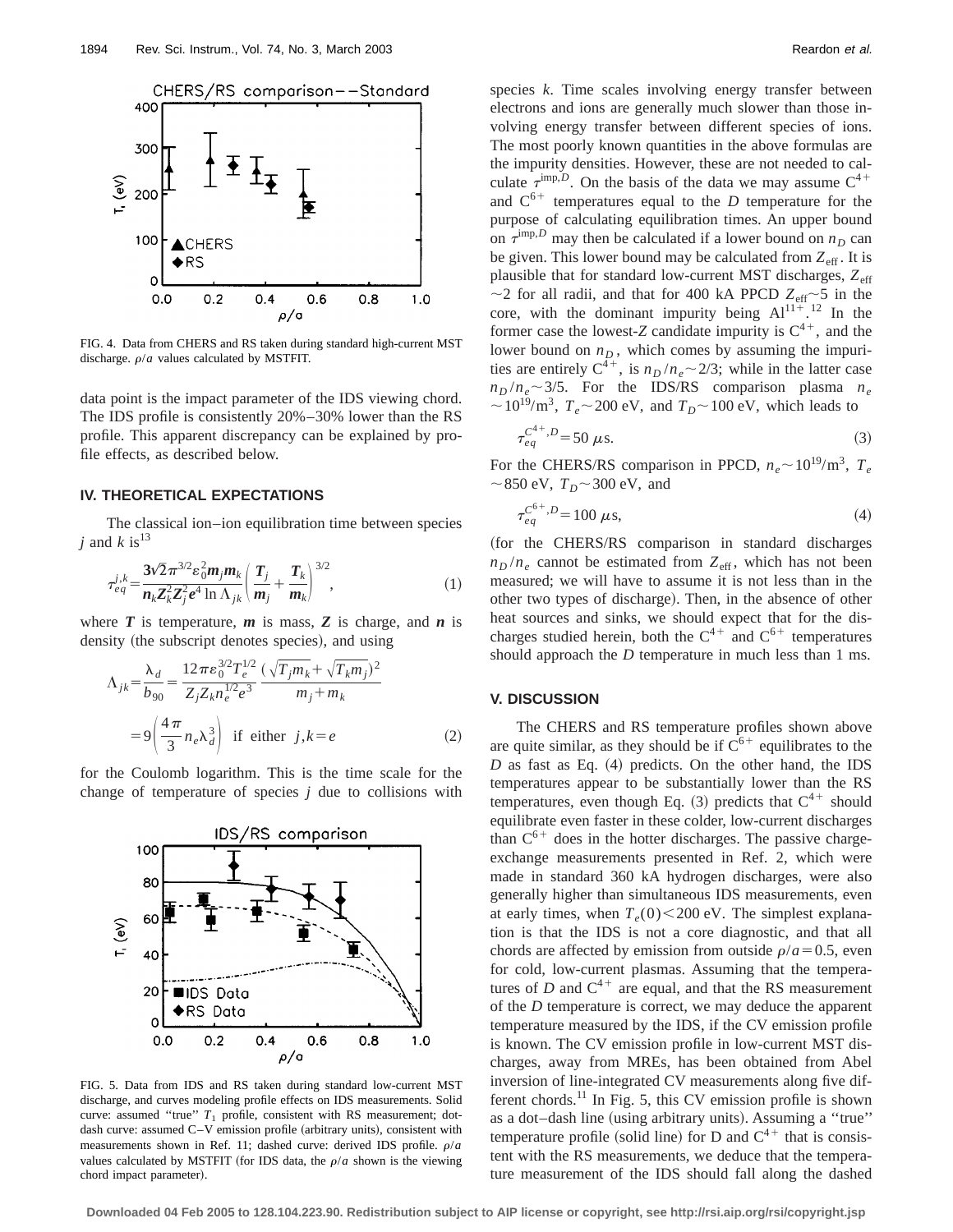FIG. 4. Data from CHERS and RS taken during standard high-current MST discharge. $\rho/a$ values calculated by MSTFIT.

data point is the impact parameter of the IDS viewing chord. The IDS profile is consistently 20%–30% lower than the RS profile. This apparent discrepancy can be explained by profile effects, as described below.

## IV. THEORETICAL EXPECTATIONS

The classical ion–ion equilibration time between species $j$ and $k$ is[13]

$$\tau_{eq}^{j,k} = \frac{3\sqrt{2}\pi^{3/2}\varepsilon_0^2 m_j m_k}{n_k Z_k^2 Z_j^2 e^4 \ln \Lambda_{jk}} \left( \frac{T_j}{m_j} + \frac{T_k}{m_k} \right)^{3/2}, \tag{1}$$

where $T$ is temperature, $m$ is mass, $Z$ is charge, and $n$ is density (the subscript denotes species), and using

$$\Lambda_{jk} = \frac{\lambda_d}{b_{90}} = \frac{12\pi\varepsilon_0^{3/2} T_e^{1/2}}{Z_j Z_k n_e^{1/2} e^3} \frac{(\sqrt{T_j m_k} + \sqrt{T_k m_j})^2}{m_j + m_k}$$

$$= 9\left(\frac{4\pi}{3} n_e \lambda_d^3\right) \text{ if either } j,k = e \tag{2}$$

for the Coulomb logarithm. This is the time scale for the change of temperature of species $j$ due to collisions with species $k$. Time scales involving energy transfer between electrons and ions are generally much slower than those involving energy transfer between different species of ions. The most poorly known quantities in the above formulas are the impurity densities. However, these are not needed to calculate $\tau^{\text{imp},D}$. On the basis of the data we may assume $C^{4+}$ and $C^{6+}$ temperatures equal to the $D$ temperature for the purpose of calculating equilibration times. An upper bound on $\tau^{\text{imp},D}$ may then be calculated if a lower bound on $n_D$ can be given. This lower bound may be calculated from $Z_{\text{eff}}$. It is plausible that for standard low-current MST discharges, $Z_{\text{eff}} \sim 2$ for all radii, and that for 400 kA PPCD $Z_{\text{eff}} \sim 5$ in the core, with the dominant impurity being $Al^{11+}$.[12] In the former case the lowest-$Z$ candidate impurity is $C^{4+}$, and the lower bound on $n_D$, which comes by assuming the impurities are entirely $C^{4+}$, is $n_D/n_e \sim 2/3$; while in the latter case $n_D/n_e \sim 3/5$. For the IDS/RS comparison plasma $n_e \sim 10^{19}/\text{m}^3$, $T_e \sim 200$ eV, and $T_D \sim 100$ eV, which leads to

$$\tau_{eq}^{C^{4+},D} = 50\ \mu\text{s}. \tag{3}$$

For the CHERS/RS comparison in PPCD, $n_e \sim 10^{19}/\text{m}^3$, $T_e \sim 850$ eV, $T_D \sim 300$ eV, and

$$\tau_{eq}^{C^{6+},D} = 100\ \mu\text{s}, \tag{4}$$

(for the CHERS/RS comparison in standard discharges $n_D/n_e$ cannot be estimated from $Z_{\text{eff}}$, which has not been measured; we will have to assume it is not less than in the other two types of discharge). Then, in the absence of other heat sources and sinks, we should expect that for the discharges studied herein, both the $C^{4+}$ and $C^{6+}$ temperatures should approach the $D$ temperature in much less than 1 ms.

## V. DISCUSSION

The CHERS and RS temperature profiles shown above are quite similar, as they should be if $C^{6+}$ equilibrates to the $D$ as fast as Eq. (4) predicts. On the other hand, the IDS temperatures appear to be substantially lower than the RS temperatures, even though Eq. (3) predicts that $C^{4+}$ should equilibrate even faster in these colder, low-current discharges than $C^{6+}$ does in the hotter discharges. The passive charge-exchange measurements presented in Ref. 2, which were made in standard 360 kA hydrogen discharges, were also generally higher than simultaneous IDS measurements, even at early times, when $T_e(0) < 200$ eV. The simplest explanation is that the IDS is not a core diagnostic, and that all chords are affected by emission from outside $\rho/a = 0.5$, even for cold, low-current plasmas. Assuming that the temperatures of $D$ and $C^{4+}$ are equal, and that the RS measurement of the $D$ temperature is correct, we may deduce the apparent temperature measured by the IDS, if the CV emission profile is known. The CV emission profile in low-current MST discharges, away from MREs, has been obtained from Abel inversion of line-integrated CV measurements along five different chords.[11] In Fig. 5, this CV emission profile is shown as a dot–dash line (using arbitrary units). Assuming a "true" temperature profile (solid line) for D and $C^{4+}$ that is consistent with the RS measurements, we deduce that the temperature measurement of the IDS should fall along the dashed

FIG. 5. Data from IDS and RS taken during standard low-current MST discharge, and curves modeling profile effects on IDS measurements. Solid curve: assumed "true" $T_1$ profile, consistent with RS measurement; dot-dash curve: assumed C–V emission profile (arbitrary units), consistent with measurements shown in Ref. 11; dashed curve: derived IDS profile. $\rho/a$ values calculated by MSTFIT (for IDS data, the $\rho/a$ shown is the viewing chord impact parameter).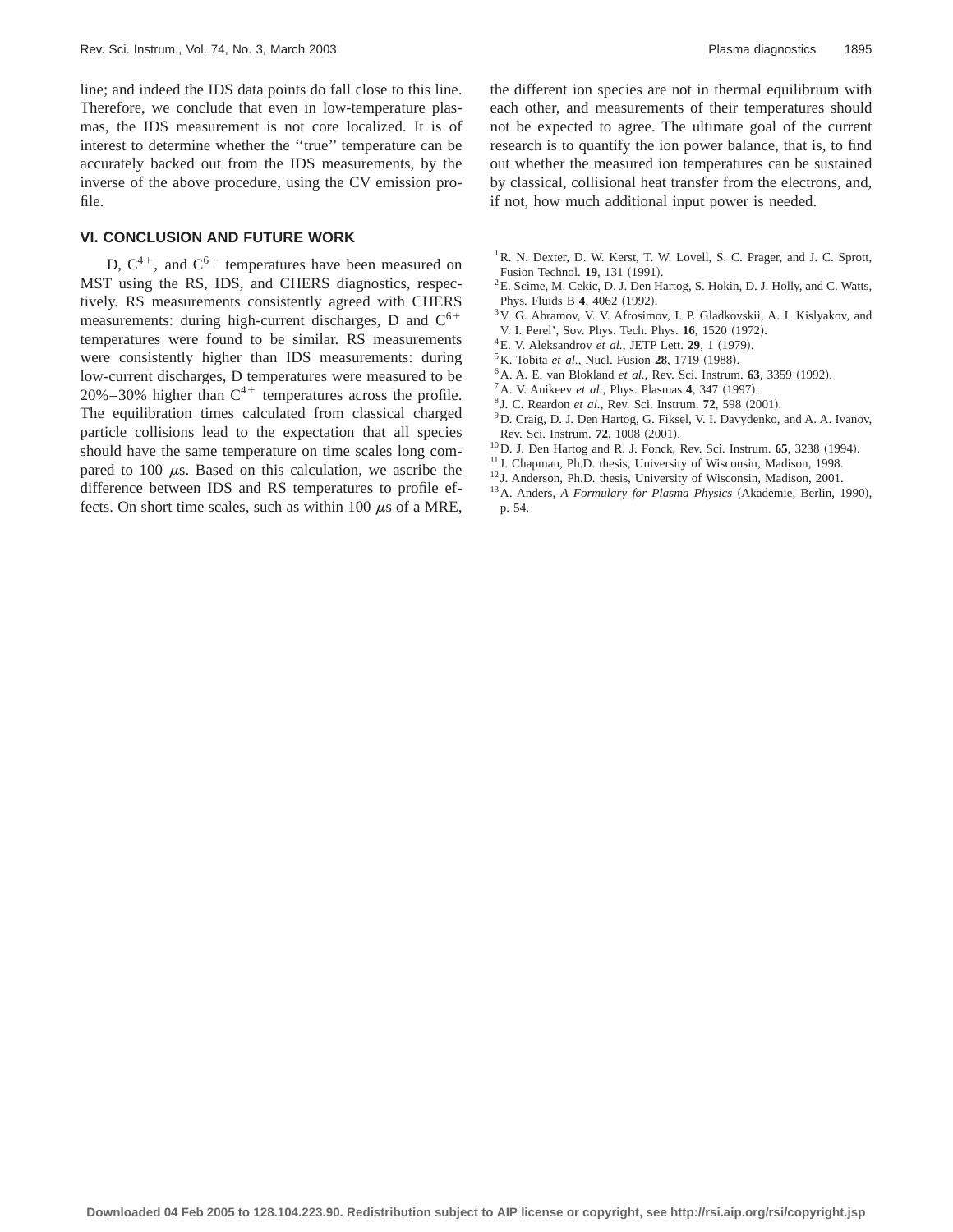line; and indeed the IDS data points do fall close to this line. Therefore, we conclude that even in low-temperature plasmas, the IDS measurement is not core localized. It is of interest to determine whether the ''true'' temperature can be accurately backed out from the IDS measurements, by the inverse of the above procedure, using the CV emission profile.

## VI. CONCLUSION AND FUTURE WORK

D, $C^{4+}$, and $C^{6+}$ temperatures have been measured on MST using the RS, IDS, and CHERS diagnostics, respectively. RS measurements consistently agreed with CHERS measurements: during high-current discharges, D and $C^{6+}$ temperatures were found to be similar. RS measurements were consistently higher than IDS measurements: during low-current discharges, D temperatures were measured to be 20%–30% higher than $C^{4+}$ temperatures across the profile. The equilibration times calculated from classical charged particle collisions lead to the expectation that all species should have the same temperature on time scales long compared to 100 $\mu$s. Based on this calculation, we ascribe the difference between IDS and RS temperatures to profile effects. On short time scales, such as within 100 $\mu$s of a MRE, the different ion species are not in thermal equilibrium with each other, and measurements of their temperatures should not be expected to agree. The ultimate goal of the current research is to quantify the ion power balance, that is, to find out whether the measured ion temperatures can be sustained by classical, collisional heat transfer from the electrons, and, if not, how much additional input power is needed.

[1] R. N. Dexter, D. W. Kerst, T. W. Lovell, S. C. Prager, and J. C. Sprott, Fusion Technol. **19**, 131 (1991).
[2] E. Scime, M. Cekic, D. J. Den Hartog, S. Hokin, D. J. Holly, and C. Watts, Phys. Fluids B **4**, 4062 (1992).
[3] V. G. Abramov, V. V. Afrosimov, I. P. Gladkovskii, A. I. Kislyakov, and V. I. Perel', Sov. Phys. Tech. Phys. **16**, 1520 (1972).
[4] E. V. Aleksandrov *et al.*, JETP Lett. **29**, 1 (1979).
[5] K. Tobita *et al.*, Nucl. Fusion **28**, 1719 (1988).
[6] A. A. E. van Blokland *et al.*, Rev. Sci. Instrum. **63**, 3359 (1992).
[7] A. V. Anikeev *et al.*, Phys. Plasmas **4**, 347 (1997).
[8] J. C. Reardon *et al.*, Rev. Sci. Instrum. **72**, 598 (2001).
[9] D. Craig, D. J. Den Hartog, G. Fiksel, V. I. Davydenko, and A. A. Ivanov, Rev. Sci. Instrum. **72**, 1008 (2001).
[10] D. J. Den Hartog and R. J. Fonck, Rev. Sci. Instrum. **65**, 3238 (1994).
[11] J. Chapman, Ph.D. thesis, University of Wisconsin, Madison, 1998.
[12] J. Anderson, Ph.D. thesis, University of Wisconsin, Madison, 2001.
[13] A. Anders, *A Formulary for Plasma Physics* (Akademie, Berlin, 1990), p. 54.